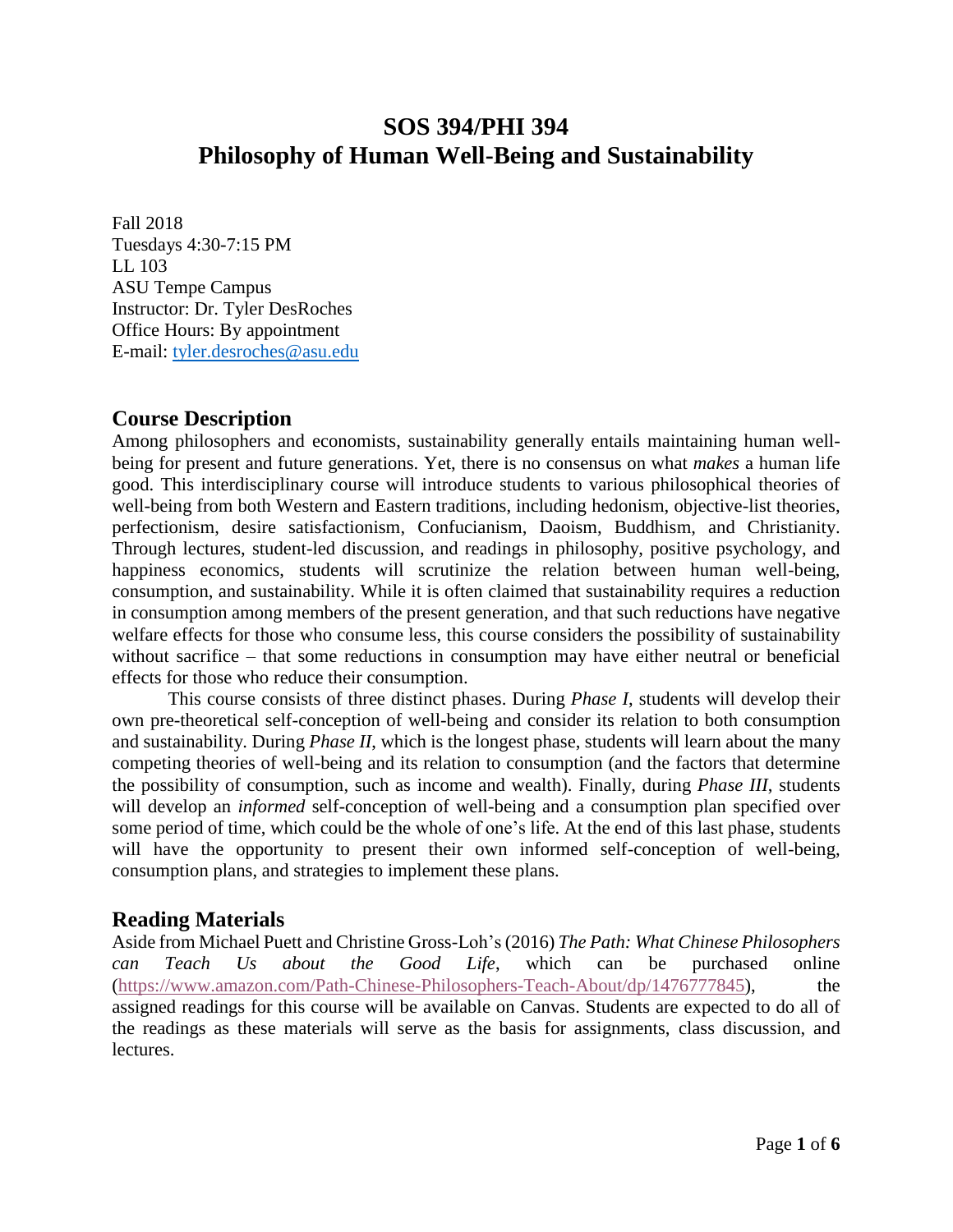# SOS 394/PHI 394
# Philosophy of Human Well-Being and Sustainability

Fall 2018
Tuesdays 4:30-7:15 PM
LL 103
ASU Tempe Campus
Instructor: Dr. Tyler DesRoches
Office Hours: By appointment
E-mail: [tyler.desroches@asu.edu](mailto:tyler.desroches@asu.edu)

## Course Description

Among philosophers and economists, sustainability generally entails maintaining human well-being for present and future generations. Yet, there is no consensus on what *makes* a human life good. This interdisciplinary course will introduce students to various philosophical theories of well-being from both Western and Eastern traditions, including hedonism, objective-list theories, perfectionism, desire satisfactionism, Confucianism, Daoism, Buddhism, and Christianity. Through lectures, student-led discussion, and readings in philosophy, positive psychology, and happiness economics, students will scrutinize the relation between human well-being, consumption, and sustainability. While it is often claimed that sustainability requires a reduction in consumption among members of the present generation, and that such reductions have negative welfare effects for those who consume less, this course considers the possibility of sustainability without sacrifice – that some reductions in consumption may have either neutral or beneficial effects for those who reduce their consumption.

This course consists of three distinct phases. During *Phase I*, students will develop their own pre-theoretical self-conception of well-being and consider its relation to both consumption and sustainability. During *Phase II*, which is the longest phase, students will learn about the many competing theories of well-being and its relation to consumption (and the factors that determine the possibility of consumption, such as income and wealth). Finally, during *Phase III*, students will develop an *informed* self-conception of well-being and a consumption plan specified over some period of time, which could be the whole of one's life. At the end of this last phase, students will have the opportunity to present their own informed self-conception of well-being, consumption plans, and strategies to implement these plans.

## Reading Materials

Aside from Michael Puett and Christine Gross-Loh's (2016) *The Path: What Chinese Philosophers can Teach Us about the Good Life*, which can be purchased online ([https://www.amazon.com/Path-Chinese-Philosophers-Teach-About/dp/1476777845](https://www.amazon.com/Path-Chinese-Philosophers-Teach-About/dp/1476777845)), the assigned readings for this course will be available on Canvas. Students are expected to do all of the readings as these materials will serve as the basis for assignments, class discussion, and lectures.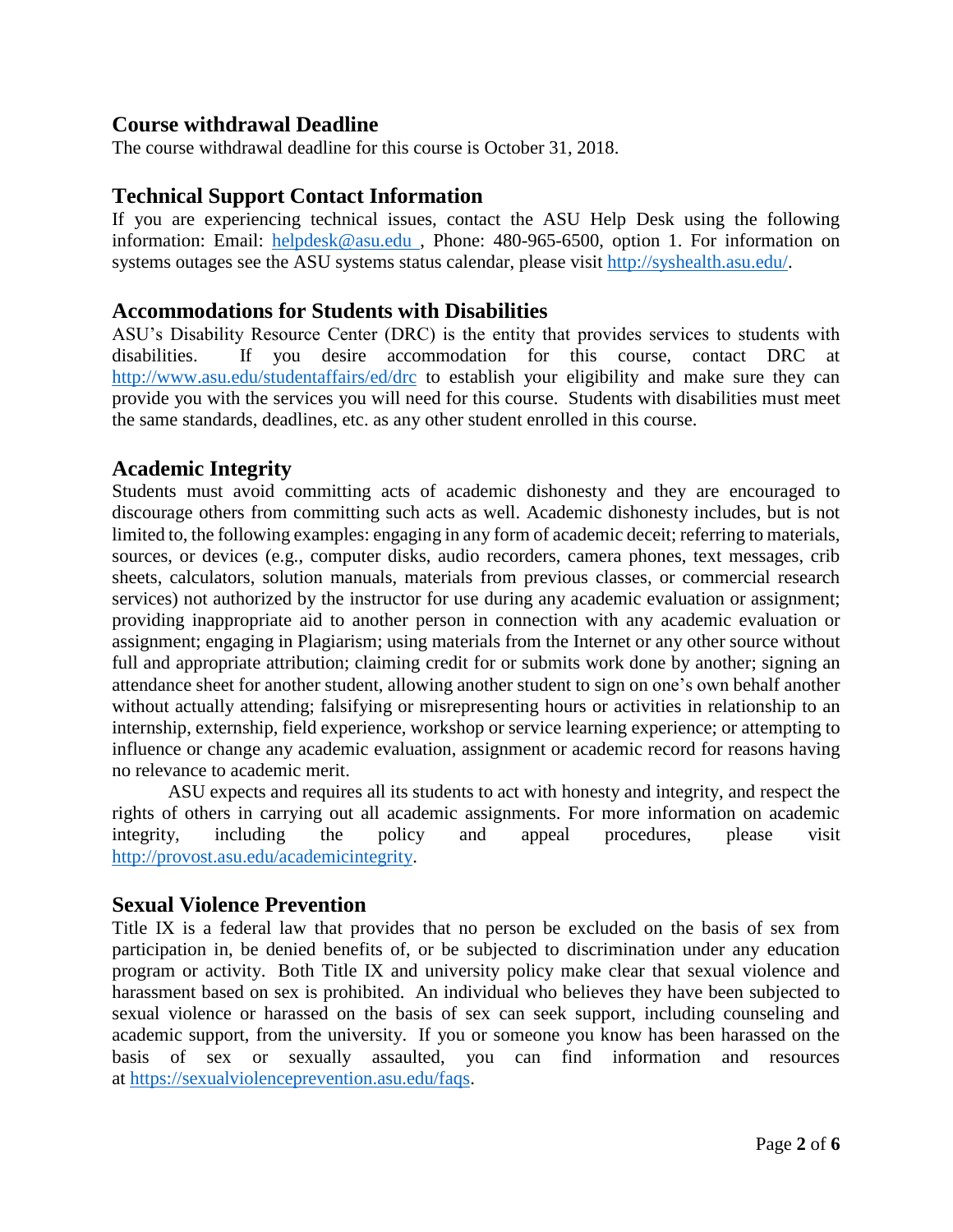## Course withdrawal Deadline

The course withdrawal deadline for this course is October 31, 2018.

## Technical Support Contact Information

If you are experiencing technical issues, contact the ASU Help Desk using the following information: Email: helpdesk@asu.edu , Phone: 480-965-6500, option 1. For information on systems outages see the ASU systems status calendar, please visit http://syshealth.asu.edu/.

## Accommodations for Students with Disabilities

ASU's Disability Resource Center (DRC) is the entity that provides services to students with disabilities. If you desire accommodation for this course, contact DRC at http://www.asu.edu/studentaffairs/ed/drc to establish your eligibility and make sure they can provide you with the services you will need for this course. Students with disabilities must meet the same standards, deadlines, etc. as any other student enrolled in this course.

## Academic Integrity

Students must avoid committing acts of academic dishonesty and they are encouraged to discourage others from committing such acts as well. Academic dishonesty includes, but is not limited to, the following examples: engaging in any form of academic deceit; referring to materials, sources, or devices (e.g., computer disks, audio recorders, camera phones, text messages, crib sheets, calculators, solution manuals, materials from previous classes, or commercial research services) not authorized by the instructor for use during any academic evaluation or assignment; providing inappropriate aid to another person in connection with any academic evaluation or assignment; engaging in Plagiarism; using materials from the Internet or any other source without full and appropriate attribution; claiming credit for or submits work done by another; signing an attendance sheet for another student, allowing another student to sign on one's own behalf another without actually attending; falsifying or misrepresenting hours or activities in relationship to an internship, externship, field experience, workshop or service learning experience; or attempting to influence or change any academic evaluation, assignment or academic record for reasons having no relevance to academic merit.

ASU expects and requires all its students to act with honesty and integrity, and respect the rights of others in carrying out all academic assignments. For more information on academic integrity, including the policy and appeal procedures, please visit http://provost.asu.edu/academicintegrity.

## Sexual Violence Prevention

Title IX is a federal law that provides that no person be excluded on the basis of sex from participation in, be denied benefits of, or be subjected to discrimination under any education program or activity. Both Title IX and university policy make clear that sexual violence and harassment based on sex is prohibited. An individual who believes they have been subjected to sexual violence or harassed on the basis of sex can seek support, including counseling and academic support, from the university. If you or someone you know has been harassed on the basis of sex or sexually assaulted, you can find information and resources at https://sexualviolenceprevention.asu.edu/faqs.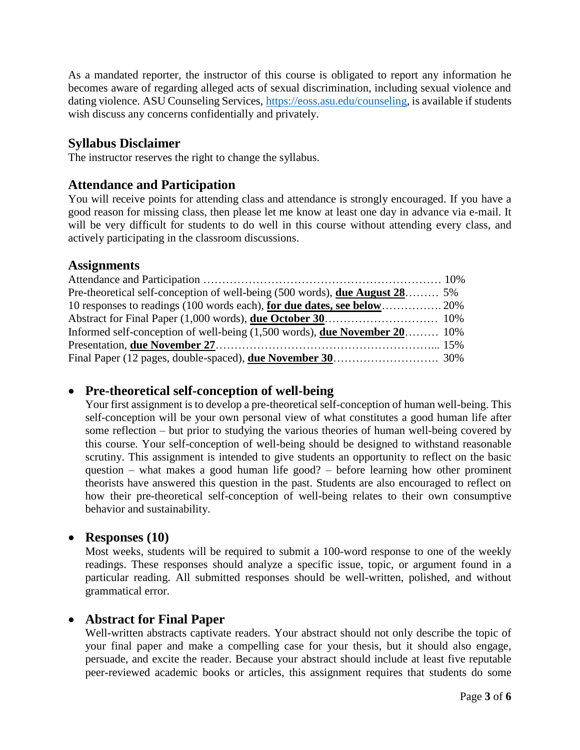As a mandated reporter, the instructor of this course is obligated to report any information he becomes aware of regarding alleged acts of sexual discrimination, including sexual violence and dating violence. ASU Counseling Services, [https://eoss.asu.edu/counseling](https://eoss.asu.edu/counseling), is available if students wish discuss any concerns confidentially and privately.

## Syllabus Disclaimer

The instructor reserves the right to change the syllabus.

## Attendance and Participation

You will receive points for attending class and attendance is strongly encouraged. If you have a good reason for missing class, then please let me know at least one day in advance via e-mail. It will be very difficult for students to do well in this course without attending every class, and actively participating in the classroom discussions.

## Assignments

| Assignment | Weight |
| --- | --- |
| Attendance and Participation | 10% |
| Pre-theoretical self-conception of well-being (500 words), **due August 28** | 5% |
| 10 responses to readings (100 words each), **for due dates, see below** | 20% |
| Abstract for Final Paper (1,000 words), **due October 30** | 10% |
| Informed self-conception of well-being (1,500 words), **due November 20** | 10% |
| Presentation, **due November 27** | 15% |
| Final Paper (12 pages, double-spaced), **due November 30** | 30% |

- ### Pre-theoretical self-conception of well-being

  Your first assignment is to develop a pre-theoretical self-conception of human well-being. This self-conception will be your own personal view of what constitutes a good human life after some reflection – but prior to studying the various theories of human well-being covered by this course. Your self-conception of well-being should be designed to withstand reasonable scrutiny. This assignment is intended to give students an opportunity to reflect on the basic question – what makes a good human life good? – before learning how other prominent theorists have answered this question in the past. Students are also encouraged to reflect on how their pre-theoretical self-conception of well-being relates to their own consumptive behavior and sustainability.

- ### Responses (10)

  Most weeks, students will be required to submit a 100-word response to one of the weekly readings. These responses should analyze a specific issue, topic, or argument found in a particular reading. All submitted responses should be well-written, polished, and without grammatical error.

- ### Abstract for Final Paper

  Well-written abstracts captivate readers. Your abstract should not only describe the topic of your final paper and make a compelling case for your thesis, but it should also engage, persuade, and excite the reader. Because your abstract should include at least five reputable peer-reviewed academic books or articles, this assignment requires that students do some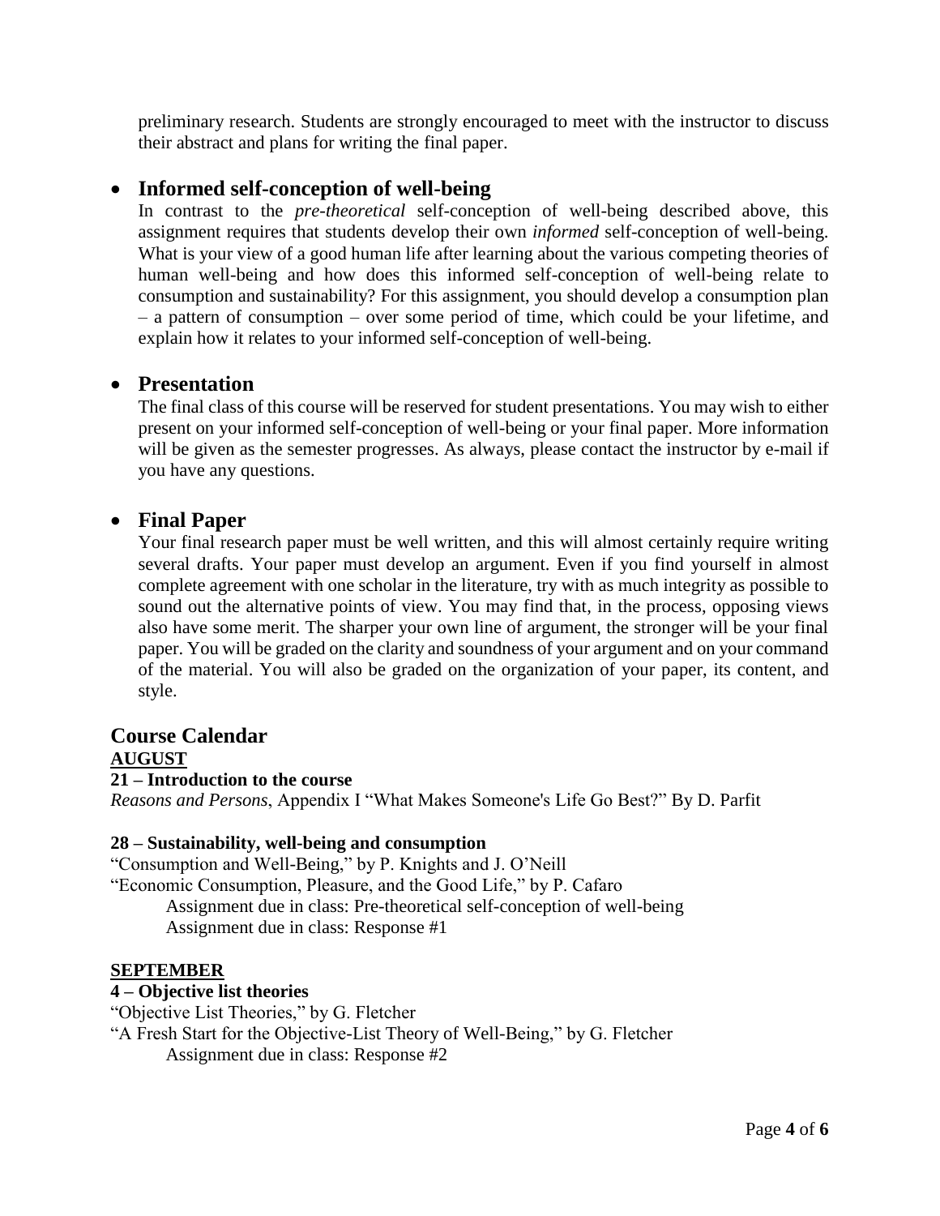preliminary research. Students are strongly encouraged to meet with the instructor to discuss their abstract and plans for writing the final paper.

- **Informed self-conception of well-being**

  In contrast to the *pre-theoretical* self-conception of well-being described above, this assignment requires that students develop their own *informed* self-conception of well-being. What is your view of a good human life after learning about the various competing theories of human well-being and how does this informed self-conception of well-being relate to consumption and sustainability? For this assignment, you should develop a consumption plan – a pattern of consumption – over some period of time, which could be your lifetime, and explain how it relates to your informed self-conception of well-being.

- **Presentation**

  The final class of this course will be reserved for student presentations. You may wish to either present on your informed self-conception of well-being or your final paper. More information will be given as the semester progresses. As always, please contact the instructor by e-mail if you have any questions.

- **Final Paper**

  Your final research paper must be well written, and this will almost certainly require writing several drafts. Your paper must develop an argument. Even if you find yourself in almost complete agreement with one scholar in the literature, try with as much integrity as possible to sound out the alternative points of view. You may find that, in the process, opposing views also have some merit. The sharper your own line of argument, the stronger will be your final paper. You will be graded on the clarity and soundness of your argument and on your command of the material. You will also be graded on the organization of your paper, its content, and style.

## Course Calendar

**AUGUST**

**21 – Introduction to the course**

*Reasons and Persons*, Appendix I "What Makes Someone's Life Go Best?" By D. Parfit

**28 – Sustainability, well-being and consumption**

"Consumption and Well-Being," by P. Knights and J. O'Neill

"Economic Consumption, Pleasure, and the Good Life," by P. Cafaro

  Assignment due in class: Pre-theoretical self-conception of well-being

  Assignment due in class: Response #1

**SEPTEMBER**

**4 – Objective list theories**

"Objective List Theories," by G. Fletcher

"A Fresh Start for the Objective-List Theory of Well-Being," by G. Fletcher

  Assignment due in class: Response #2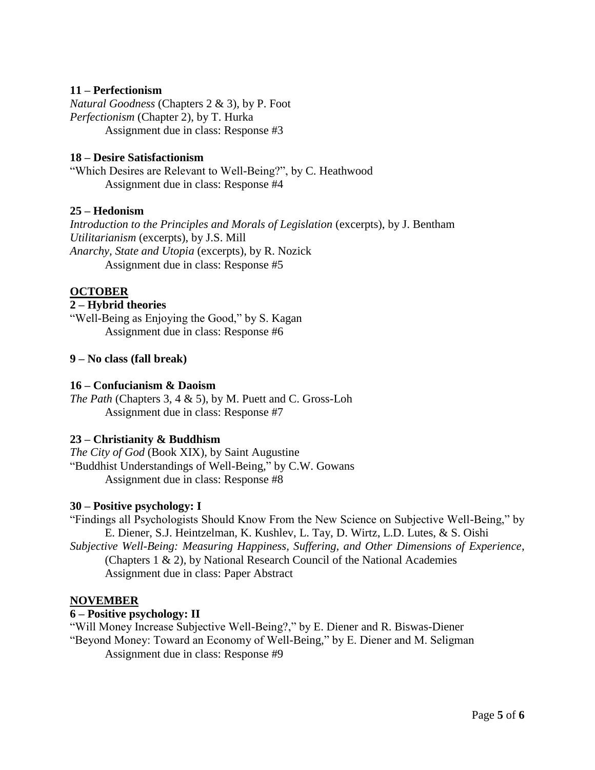**11 – Perfectionism**

*Natural Goodness* (Chapters 2 & 3), by P. Foot
*Perfectionism* (Chapter 2), by T. Hurka
Assignment due in class: Response #3

**18 – Desire Satisfactionism**

"Which Desires are Relevant to Well-Being?", by C. Heathwood
Assignment due in class: Response #4

**25 – Hedonism**

*Introduction to the Principles and Morals of Legislation* (excerpts), by J. Bentham
*Utilitarianism* (excerpts), by J.S. Mill
*Anarchy, State and Utopia* (excerpts), by R. Nozick
Assignment due in class: Response #5

**OCTOBER**

**2 – Hybrid theories**

"Well-Being as Enjoying the Good," by S. Kagan
Assignment due in class: Response #6

**9 – No class (fall break)**

**16 – Confucianism & Daoism**

*The Path* (Chapters 3, 4 & 5), by M. Puett and C. Gross-Loh
Assignment due in class: Response #7

**23 – Christianity & Buddhism**

*The City of God* (Book XIX), by Saint Augustine
"Buddhist Understandings of Well-Being," by C.W. Gowans
Assignment due in class: Response #8

**30 – Positive psychology: I**

"Findings all Psychologists Should Know From the New Science on Subjective Well-Being," by E. Diener, S.J. Heintzelman, K. Kushlev, L. Tay, D. Wirtz, L.D. Lutes, & S. Oishi
*Subjective Well-Being: Measuring Happiness, Suffering, and Other Dimensions of Experience*, (Chapters 1 & 2), by National Research Council of the National Academies
Assignment due in class: Paper Abstract

**NOVEMBER**

**6 – Positive psychology: II**

"Will Money Increase Subjective Well-Being?," by E. Diener and R. Biswas-Diener
"Beyond Money: Toward an Economy of Well-Being," by E. Diener and M. Seligman
Assignment due in class: Response #9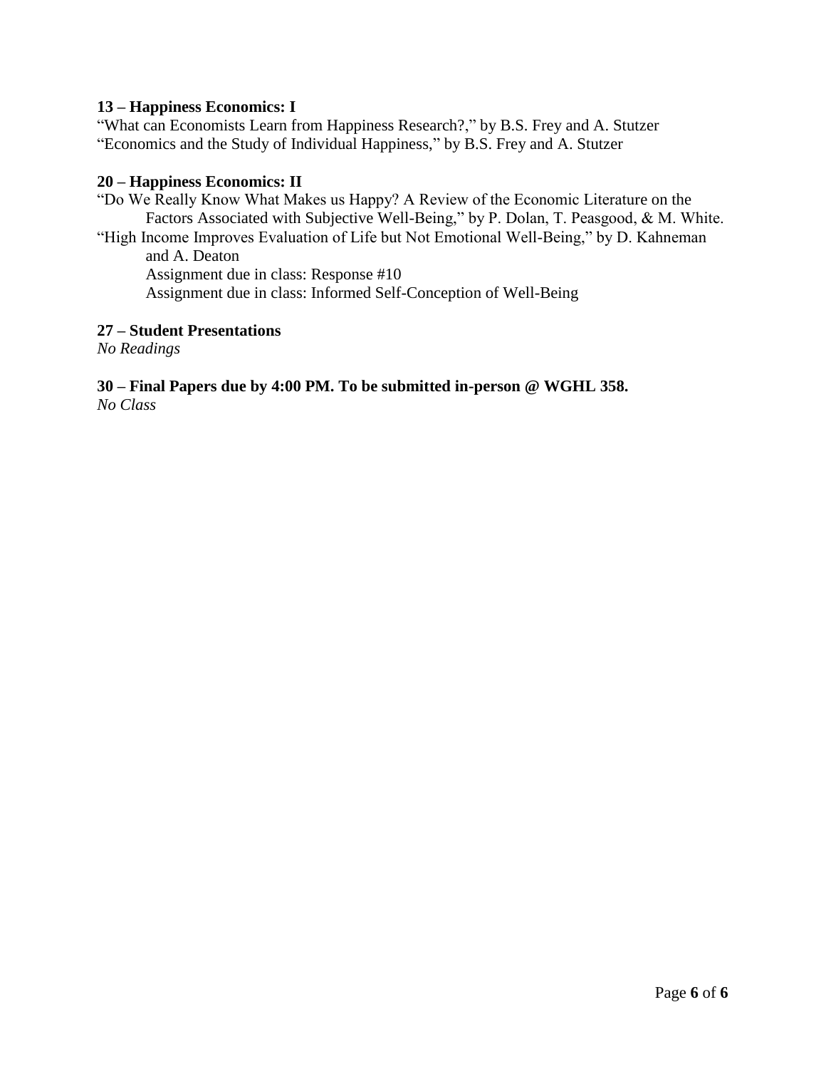**13 – Happiness Economics: I**

"What can Economists Learn from Happiness Research?," by B.S. Frey and A. Stutzer
"Economics and the Study of Individual Happiness," by B.S. Frey and A. Stutzer

**20 – Happiness Economics: II**

"Do We Really Know What Makes us Happy? A Review of the Economic Literature on the Factors Associated with Subjective Well-Being," by P. Dolan, T. Peasgood, & M. White.
"High Income Improves Evaluation of Life but Not Emotional Well-Being," by D. Kahneman and A. Deaton

Assignment due in class: Response #10
Assignment due in class: Informed Self-Conception of Well-Being

**27 – Student Presentations**

*No Readings*

**30 – Final Papers due by 4:00 PM. To be submitted in-person @ WGHL 358.**

*No Class*